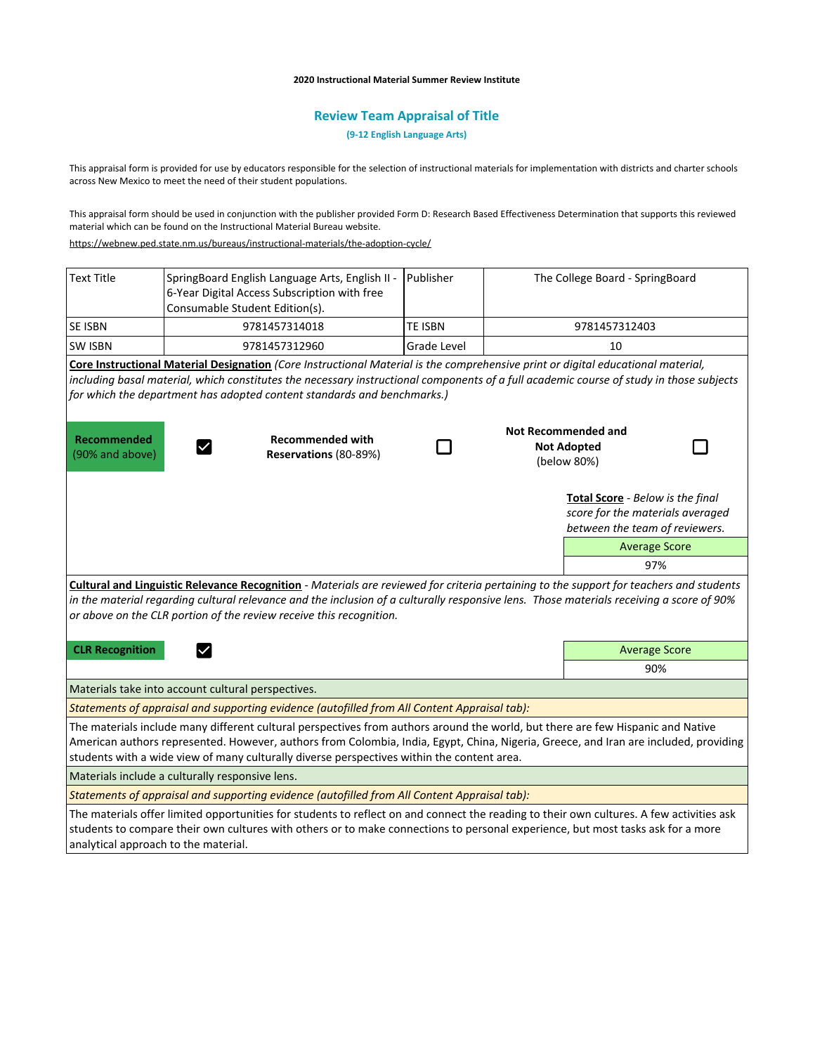**2020 Instructional Material Summer Review Institute**

## Review Team Appraisal of Title

**(9-12 English Language Arts)**

This appraisal form is provided for use by educators responsible for the selection of instructional materials for implementation with districts and charter schools across New Mexico to meet the need of their student populations.

This appraisal form should be used in conjunction with the publisher provided Form D: Research Based Effectiveness Determination that supports this reviewed material which can be found on the Instructional Material Bureau website.

https://webnew.ped.state.nm.us/bureaus/instructional-materials/the-adoption-cycle/

| Text Title | SpringBoard English Language Arts, English II - 6-Year Digital Access Subscription with free Consumable Student Edition(s). | Publisher | The College Board - SpringBoard |
|---|---|---|---|
| SE ISBN | 9781457314018 | TE ISBN | 9781457312403 |
| SW ISBN | 9781457312960 | Grade Level | 10 |

**Core Instructional Material Designation** *(Core Instructional Material is the comprehensive print or digital educational material, including basal material, which constitutes the necessary instructional components of a full academic course of study in those subjects for which the department has adopted content standards and benchmarks.)*

| **Recommended** (90% and above) | ☑ | **Recommended with Reservations** (80-89%) | ☐ | **Not Recommended and Not Adopted** (below 80%) | ☐ |
|---|---|---|---|---|---|

**Total Score** - *Below is the final score for the materials averaged between the team of reviewers.*

| Average Score |
|---|
| 97% |

**Cultural and Linguistic Relevance Recognition** - *Materials are reviewed for criteria pertaining to the support for teachers and students in the material regarding cultural relevance and the inclusion of a culturally responsive lens. Those materials receiving a score of 90% or above on the CLR portion of the review receive this recognition.*

| **CLR Recognition** | ☑ | Average Score |
|---|---|---|
| | | 90% |

Materials take into account cultural perspectives.

*Statements of appraisal and supporting evidence (autofilled from All Content Appraisal tab):*

The materials include many different cultural perspectives from authors around the world, but there are few Hispanic and Native American authors represented. However, authors from Colombia, India, Egypt, China, Nigeria, Greece, and Iran are included, providing students with a wide view of many culturally diverse perspectives within the content area.

Materials include a culturally responsive lens.

*Statements of appraisal and supporting evidence (autofilled from All Content Appraisal tab):*

The materials offer limited opportunities for students to reflect on and connect the reading to their own cultures. A few activities ask students to compare their own cultures with others or to make connections to personal experience, but most tasks ask for a more analytical approach to the material.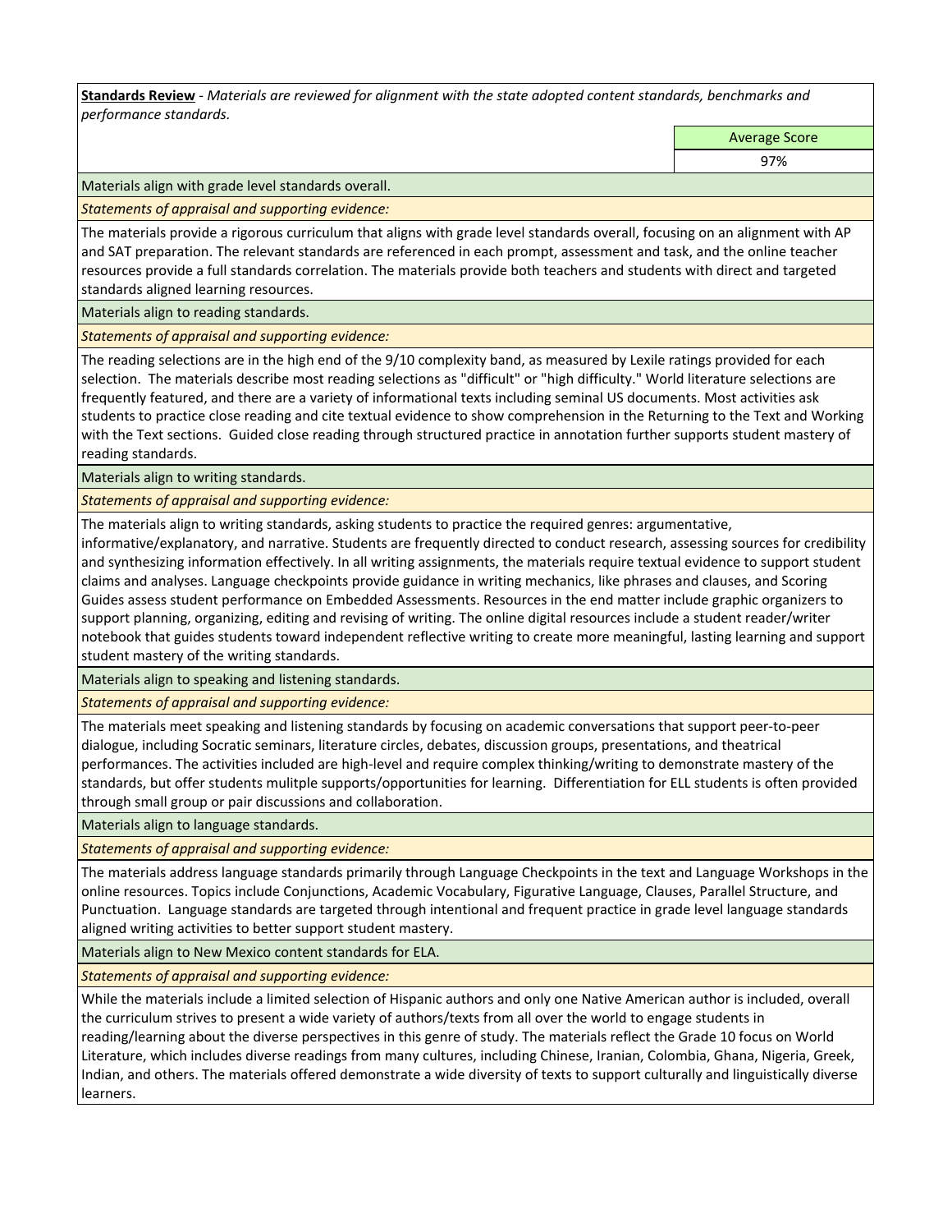**Standards Review** - *Materials are reviewed for alignment with the state adopted content standards, benchmarks and performance standards.*

| Average Score |
|---|
| 97% |

Materials align with grade level standards overall.

*Statements of appraisal and supporting evidence:*

The materials provide a rigorous curriculum that aligns with grade level standards overall, focusing on an alignment with AP and SAT preparation. The relevant standards are referenced in each prompt, assessment and task, and the online teacher resources provide a full standards correlation. The materials provide both teachers and students with direct and targeted standards aligned learning resources.

Materials align to reading standards.

*Statements of appraisal and supporting evidence:*

The reading selections are in the high end of the 9/10 complexity band, as measured by Lexile ratings provided for each selection. The materials describe most reading selections as "difficult" or "high difficulty." World literature selections are frequently featured, and there are a variety of informational texts including seminal US documents. Most activities ask students to practice close reading and cite textual evidence to show comprehension in the Returning to the Text and Working with the Text sections. Guided close reading through structured practice in annotation further supports student mastery of reading standards.

Materials align to writing standards.

*Statements of appraisal and supporting evidence:*

The materials align to writing standards, asking students to practice the required genres: argumentative, informative/explanatory, and narrative. Students are frequently directed to conduct research, assessing sources for credibility and synthesizing information effectively. In all writing assignments, the materials require textual evidence to support student claims and analyses. Language checkpoints provide guidance in writing mechanics, like phrases and clauses, and Scoring Guides assess student performance on Embedded Assessments. Resources in the end matter include graphic organizers to support planning, organizing, editing and revising of writing. The online digital resources include a student reader/writer notebook that guides students toward independent reflective writing to create more meaningful, lasting learning and support student mastery of the writing standards.

Materials align to speaking and listening standards.

*Statements of appraisal and supporting evidence:*

The materials meet speaking and listening standards by focusing on academic conversations that support peer-to-peer dialogue, including Socratic seminars, literature circles, debates, discussion groups, presentations, and theatrical performances. The activities included are high-level and require complex thinking/writing to demonstrate mastery of the standards, but offer students mulitple supports/opportunities for learning. Differentiation for ELL students is often provided through small group or pair discussions and collaboration.

Materials align to language standards.

*Statements of appraisal and supporting evidence:*

The materials address language standards primarily through Language Checkpoints in the text and Language Workshops in the online resources. Topics include Conjunctions, Academic Vocabulary, Figurative Language, Clauses, Parallel Structure, and Punctuation. Language standards are targeted through intentional and frequent practice in grade level language standards aligned writing activities to better support student mastery.

Materials align to New Mexico content standards for ELA.

*Statements of appraisal and supporting evidence:*

While the materials include a limited selection of Hispanic authors and only one Native American author is included, overall the curriculum strives to present a wide variety of authors/texts from all over the world to engage students in reading/learning about the diverse perspectives in this genre of study. The materials reflect the Grade 10 focus on World Literature, which includes diverse readings from many cultures, including Chinese, Iranian, Colombia, Ghana, Nigeria, Greek, Indian, and others. The materials offered demonstrate a wide diversity of texts to support culturally and linguistically diverse learners.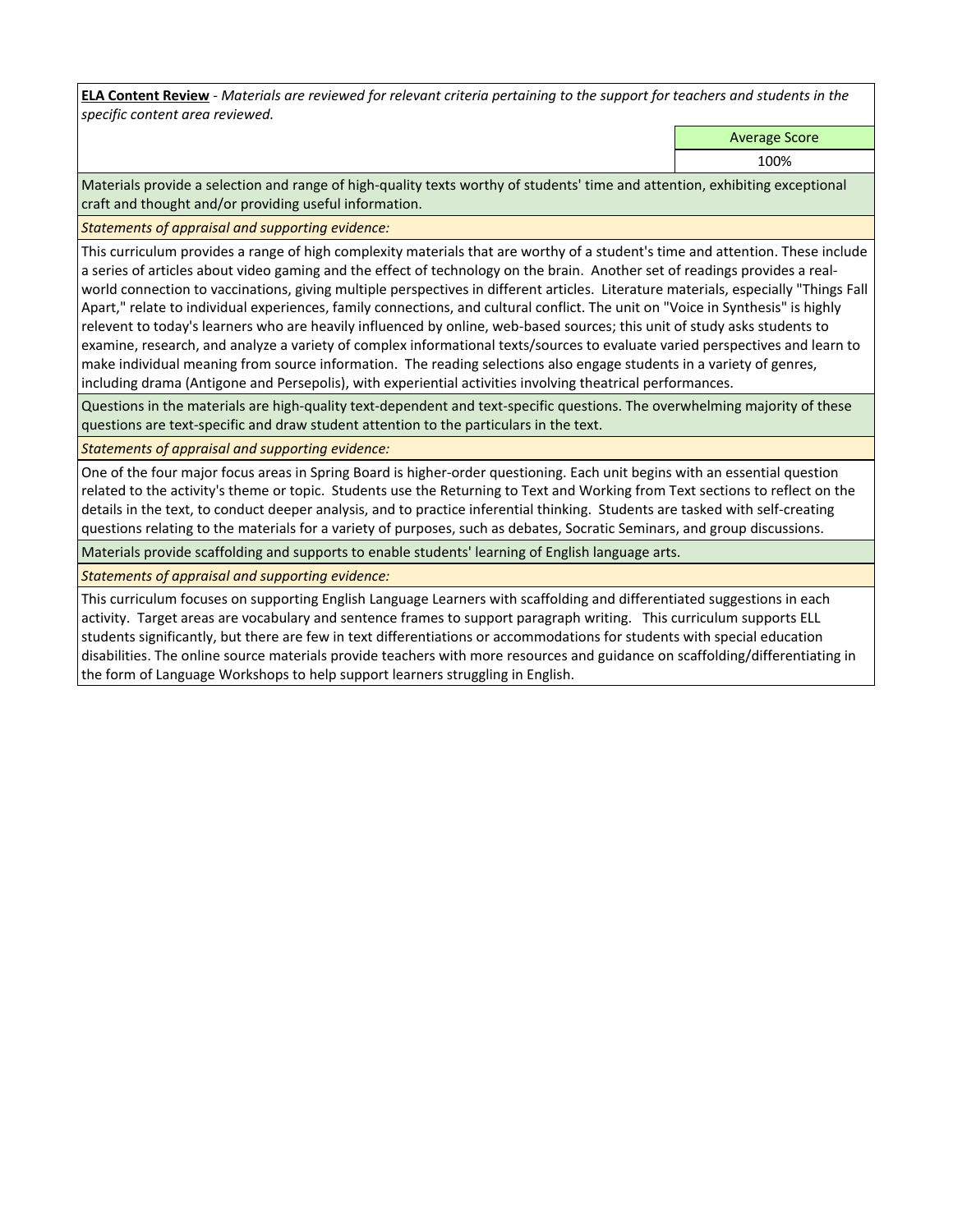**ELA Content Review** - *Materials are reviewed for relevant criteria pertaining to the support for teachers and students in the specific content area reviewed.*

| Average Score |
|---|
| 100% |

Materials provide a selection and range of high-quality texts worthy of students' time and attention, exhibiting exceptional craft and thought and/or providing useful information.

*Statements of appraisal and supporting evidence:*

This curriculum provides a range of high complexity materials that are worthy of a student's time and attention. These include a series of articles about video gaming and the effect of technology on the brain. Another set of readings provides a real-world connection to vaccinations, giving multiple perspectives in different articles. Literature materials, especially "Things Fall Apart," relate to individual experiences, family connections, and cultural conflict. The unit on "Voice in Synthesis" is highly relevent to today's learners who are heavily influenced by online, web-based sources; this unit of study asks students to examine, research, and analyze a variety of complex informational texts/sources to evaluate varied perspectives and learn to make individual meaning from source information. The reading selections also engage students in a variety of genres, including drama (Antigone and Persepolis), with experiential activities involving theatrical performances.

Questions in the materials are high-quality text-dependent and text-specific questions. The overwhelming majority of these questions are text-specific and draw student attention to the particulars in the text.

*Statements of appraisal and supporting evidence:*

One of the four major focus areas in Spring Board is higher-order questioning. Each unit begins with an essential question related to the activity's theme or topic. Students use the Returning to Text and Working from Text sections to reflect on the details in the text, to conduct deeper analysis, and to practice inferential thinking. Students are tasked with self-creating questions relating to the materials for a variety of purposes, such as debates, Socratic Seminars, and group discussions.

Materials provide scaffolding and supports to enable students' learning of English language arts.

*Statements of appraisal and supporting evidence:*

This curriculum focuses on supporting English Language Learners with scaffolding and differentiated suggestions in each activity. Target areas are vocabulary and sentence frames to support paragraph writing. This curriculum supports ELL students significantly, but there are few in text differentiations or accommodations for students with special education disabilities. The online source materials provide teachers with more resources and guidance on scaffolding/differentiating in the form of Language Workshops to help support learners struggling in English.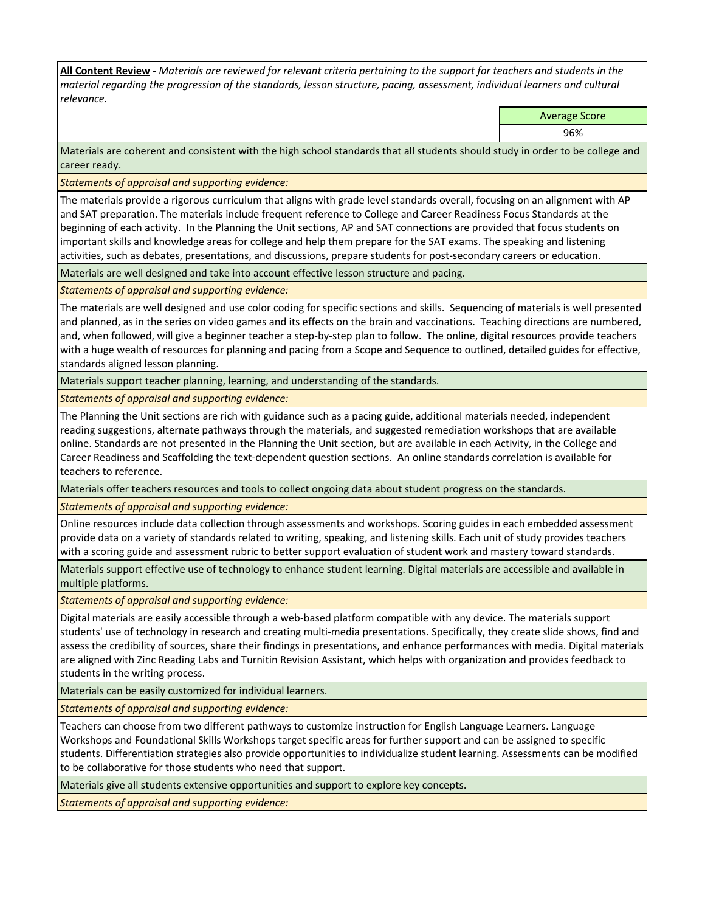**All Content Review** - *Materials are reviewed for relevant criteria pertaining to the support for teachers and students in the material regarding the progression of the standards, lesson structure, pacing, assessment, individual learners and cultural relevance.*

| Average Score |
|---|
| 96% |

Materials are coherent and consistent with the high school standards that all students should study in order to be college and career ready.

*Statements of appraisal and supporting evidence:*

The materials provide a rigorous curriculum that aligns with grade level standards overall, focusing on an alignment with AP and SAT preparation. The materials include frequent reference to College and Career Readiness Focus Standards at the beginning of each activity. In the Planning the Unit sections, AP and SAT connections are provided that focus students on important skills and knowledge areas for college and help them prepare for the SAT exams. The speaking and listening activities, such as debates, presentations, and discussions, prepare students for post-secondary careers or education.

Materials are well designed and take into account effective lesson structure and pacing.

*Statements of appraisal and supporting evidence:*

The materials are well designed and use color coding for specific sections and skills. Sequencing of materials is well presented and planned, as in the series on video games and its effects on the brain and vaccinations. Teaching directions are numbered, and, when followed, will give a beginner teacher a step-by-step plan to follow. The online, digital resources provide teachers with a huge wealth of resources for planning and pacing from a Scope and Sequence to outlined, detailed guides for effective, standards aligned lesson planning.

Materials support teacher planning, learning, and understanding of the standards.

*Statements of appraisal and supporting evidence:*

The Planning the Unit sections are rich with guidance such as a pacing guide, additional materials needed, independent reading suggestions, alternate pathways through the materials, and suggested remediation workshops that are available online. Standards are not presented in the Planning the Unit section, but are available in each Activity, in the College and Career Readiness and Scaffolding the text-dependent question sections. An online standards correlation is available for teachers to reference.

Materials offer teachers resources and tools to collect ongoing data about student progress on the standards.

*Statements of appraisal and supporting evidence:*

Online resources include data collection through assessments and workshops. Scoring guides in each embedded assessment provide data on a variety of standards related to writing, speaking, and listening skills. Each unit of study provides teachers with a scoring guide and assessment rubric to better support evaluation of student work and mastery toward standards.

Materials support effective use of technology to enhance student learning. Digital materials are accessible and available in multiple platforms.

*Statements of appraisal and supporting evidence:*

Digital materials are easily accessible through a web-based platform compatible with any device. The materials support students' use of technology in research and creating multi-media presentations. Specifically, they create slide shows, find and assess the credibility of sources, share their findings in presentations, and enhance performances with media. Digital materials are aligned with Zinc Reading Labs and Turnitin Revision Assistant, which helps with organization and provides feedback to students in the writing process.

Materials can be easily customized for individual learners.

*Statements of appraisal and supporting evidence:*

Teachers can choose from two different pathways to customize instruction for English Language Learners. Language Workshops and Foundational Skills Workshops target specific areas for further support and can be assigned to specific students. Differentiation strategies also provide opportunities to individualize student learning. Assessments can be modified to be collaborative for those students who need that support.

Materials give all students extensive opportunities and support to explore key concepts.

*Statements of appraisal and supporting evidence:*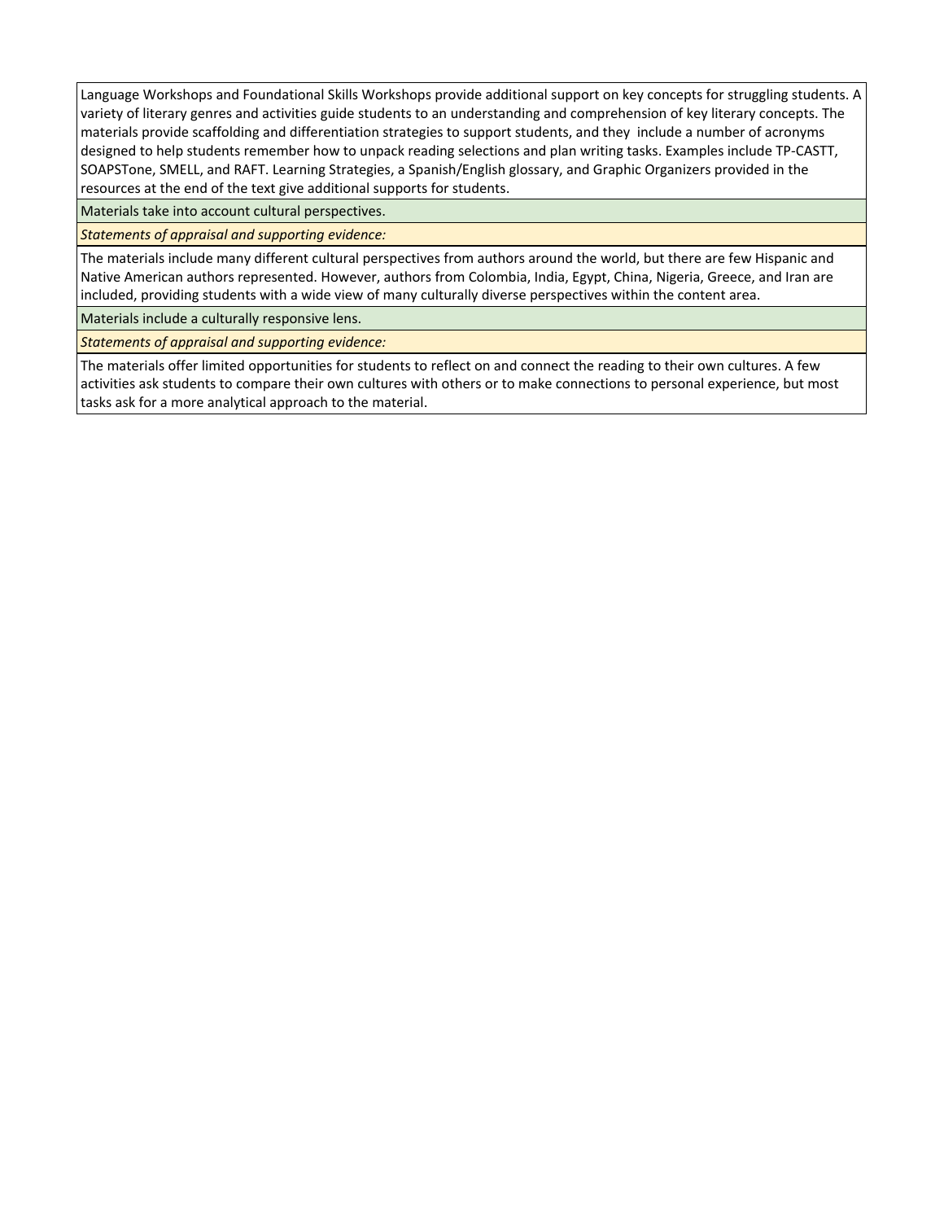Language Workshops and Foundational Skills Workshops provide additional support on key concepts for struggling students. A variety of literary genres and activities guide students to an understanding and comprehension of key literary concepts. The materials provide scaffolding and differentiation strategies to support students, and they include a number of acronyms designed to help students remember how to unpack reading selections and plan writing tasks. Examples include TP-CASTT, SOAPSTone, SMELL, and RAFT. Learning Strategies, a Spanish/English glossary, and Graphic Organizers provided in the resources at the end of the text give additional supports for students.

Materials take into account cultural perspectives.

*Statements of appraisal and supporting evidence:*

The materials include many different cultural perspectives from authors around the world, but there are few Hispanic and Native American authors represented. However, authors from Colombia, India, Egypt, China, Nigeria, Greece, and Iran are included, providing students with a wide view of many culturally diverse perspectives within the content area.

Materials include a culturally responsive lens.

*Statements of appraisal and supporting evidence:*

The materials offer limited opportunities for students to reflect on and connect the reading to their own cultures. A few activities ask students to compare their own cultures with others or to make connections to personal experience, but most tasks ask for a more analytical approach to the material.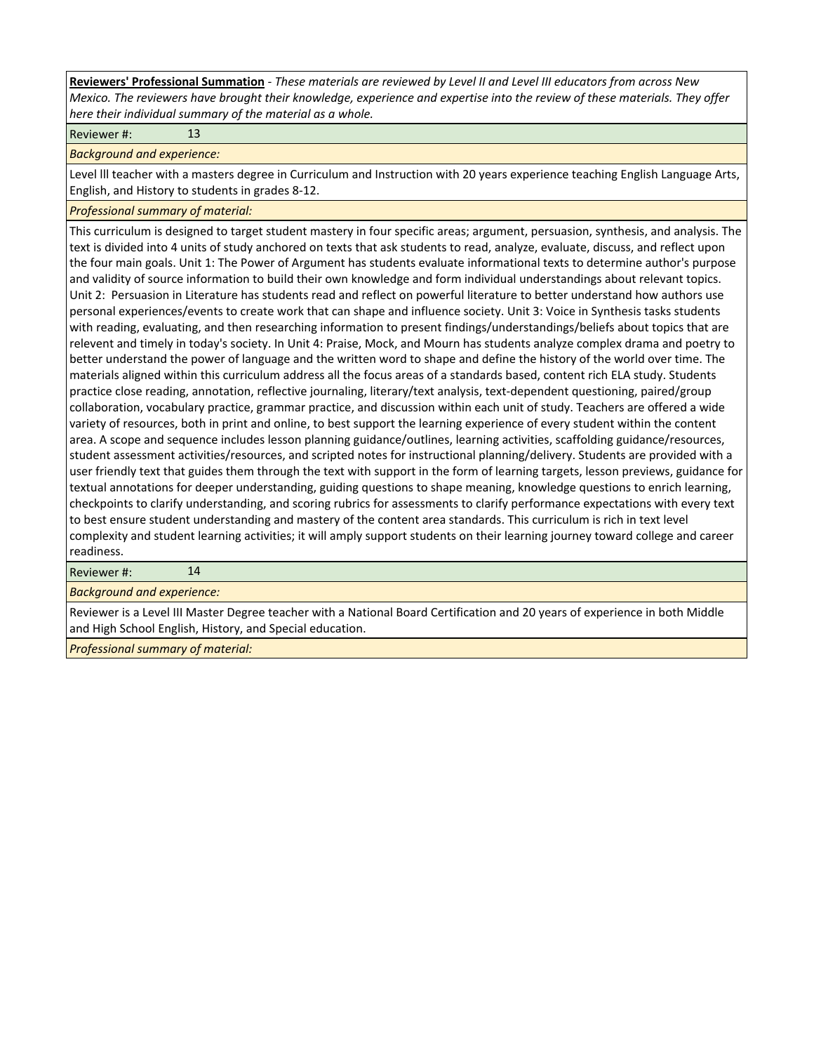**Reviewers' Professional Summation** - *These materials are reviewed by Level II and Level III educators from across New Mexico. The reviewers have brought their knowledge, experience and expertise into the review of these materials. They offer here their individual summary of the material as a whole.*

Reviewer #: 13

*Background and experience:*

Level lll teacher with a masters degree in Curriculum and Instruction with 20 years experience teaching English Language Arts, English, and History to students in grades 8-12.

*Professional summary of material:*

This curriculum is designed to target student mastery in four specific areas; argument, persuasion, synthesis, and analysis. The text is divided into 4 units of study anchored on texts that ask students to read, analyze, evaluate, discuss, and reflect upon the four main goals. Unit 1: The Power of Argument has students evaluate informational texts to determine author's purpose and validity of source information to build their own knowledge and form individual understandings about relevant topics. Unit 2: Persuasion in Literature has students read and reflect on powerful literature to better understand how authors use personal experiences/events to create work that can shape and influence society. Unit 3: Voice in Synthesis tasks students with reading, evaluating, and then researching information to present findings/understandings/beliefs about topics that are relevent and timely in today's society. In Unit 4: Praise, Mock, and Mourn has students analyze complex drama and poetry to better understand the power of language and the written word to shape and define the history of the world over time. The materials aligned within this curriculum address all the focus areas of a standards based, content rich ELA study. Students practice close reading, annotation, reflective journaling, literary/text analysis, text-dependent questioning, paired/group collaboration, vocabulary practice, grammar practice, and discussion within each unit of study. Teachers are offered a wide variety of resources, both in print and online, to best support the learning experience of every student within the content area. A scope and sequence includes lesson planning guidance/outlines, learning activities, scaffolding guidance/resources, student assessment activities/resources, and scripted notes for instructional planning/delivery. Students are provided with a user friendly text that guides them through the text with support in the form of learning targets, lesson previews, guidance for textual annotations for deeper understanding, guiding questions to shape meaning, knowledge questions to enrich learning, checkpoints to clarify understanding, and scoring rubrics for assessments to clarify performance expectations with every text to best ensure student understanding and mastery of the content area standards. This curriculum is rich in text level complexity and student learning activities; it will amply support students on their learning journey toward college and career readiness.

Reviewer #: 14

*Background and experience:*

Reviewer is a Level III Master Degree teacher with a National Board Certification and 20 years of experience in both Middle and High School English, History, and Special education.

*Professional summary of material:*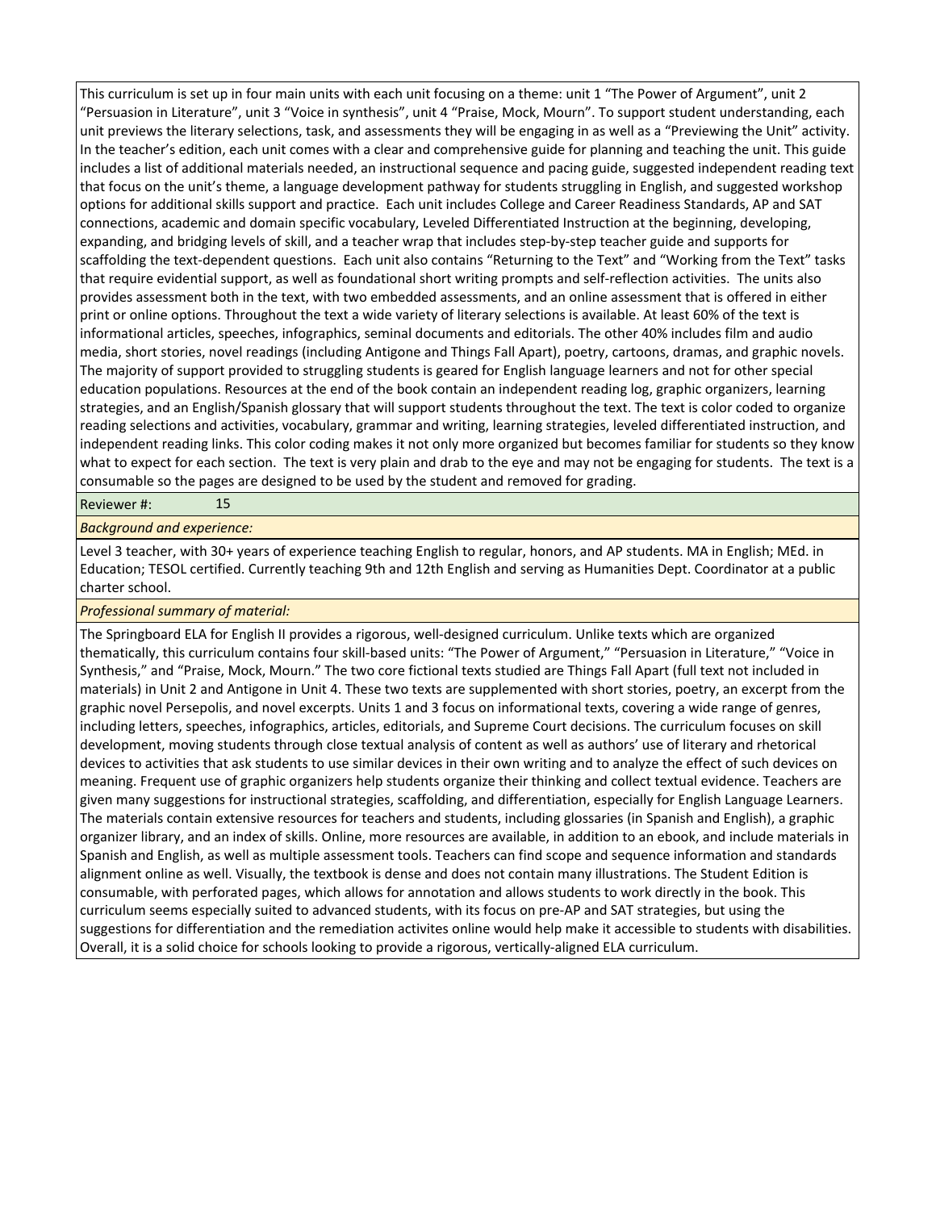This curriculum is set up in four main units with each unit focusing on a theme: unit 1 "The Power of Argument", unit 2 "Persuasion in Literature", unit 3 "Voice in synthesis", unit 4 "Praise, Mock, Mourn". To support student understanding, each unit previews the literary selections, task, and assessments they will be engaging in as well as a "Previewing the Unit" activity. In the teacher's edition, each unit comes with a clear and comprehensive guide for planning and teaching the unit. This guide includes a list of additional materials needed, an instructional sequence and pacing guide, suggested independent reading text that focus on the unit's theme, a language development pathway for students struggling in English, and suggested workshop options for additional skills support and practice. Each unit includes College and Career Readiness Standards, AP and SAT connections, academic and domain specific vocabulary, Leveled Differentiated Instruction at the beginning, developing, expanding, and bridging levels of skill, and a teacher wrap that includes step-by-step teacher guide and supports for scaffolding the text-dependent questions. Each unit also contains "Returning to the Text" and "Working from the Text" tasks that require evidential support, as well as foundational short writing prompts and self-reflection activities. The units also provides assessment both in the text, with two embedded assessments, and an online assessment that is offered in either print or online options. Throughout the text a wide variety of literary selections is available. At least 60% of the text is informational articles, speeches, infographics, seminal documents and editorials. The other 40% includes film and audio media, short stories, novel readings (including Antigone and Things Fall Apart), poetry, cartoons, dramas, and graphic novels. The majority of support provided to struggling students is geared for English language learners and not for other special education populations. Resources at the end of the book contain an independent reading log, graphic organizers, learning strategies, and an English/Spanish glossary that will support students throughout the text. The text is color coded to organize reading selections and activities, vocabulary, grammar and writing, learning strategies, leveled differentiated instruction, and independent reading links. This color coding makes it not only more organized but becomes familiar for students so they know what to expect for each section. The text is very plain and drab to the eye and may not be engaging for students. The text is a consumable so the pages are designed to be used by the student and removed for grading.

Reviewer #: 15

*Background and experience:*

Level 3 teacher, with 30+ years of experience teaching English to regular, honors, and AP students. MA in English; MEd. in Education; TESOL certified. Currently teaching 9th and 12th English and serving as Humanities Dept. Coordinator at a public charter school.

*Professional summary of material:*

The Springboard ELA for English II provides a rigorous, well-designed curriculum. Unlike texts which are organized thematically, this curriculum contains four skill-based units: "The Power of Argument," "Persuasion in Literature," "Voice in Synthesis," and "Praise, Mock, Mourn." The two core fictional texts studied are Things Fall Apart (full text not included in materials) in Unit 2 and Antigone in Unit 4. These two texts are supplemented with short stories, poetry, an excerpt from the graphic novel Persepolis, and novel excerpts. Units 1 and 3 focus on informational texts, covering a wide range of genres, including letters, speeches, infographics, articles, editorials, and Supreme Court decisions. The curriculum focuses on skill development, moving students through close textual analysis of content as well as authors' use of literary and rhetorical devices to activities that ask students to use similar devices in their own writing and to analyze the effect of such devices on meaning. Frequent use of graphic organizers help students organize their thinking and collect textual evidence. Teachers are given many suggestions for instructional strategies, scaffolding, and differentiation, especially for English Language Learners. The materials contain extensive resources for teachers and students, including glossaries (in Spanish and English), a graphic organizer library, and an index of skills. Online, more resources are available, in addition to an ebook, and include materials in Spanish and English, as well as multiple assessment tools. Teachers can find scope and sequence information and standards alignment online as well. Visually, the textbook is dense and does not contain many illustrations. The Student Edition is consumable, with perforated pages, which allows for annotation and allows students to work directly in the book. This curriculum seems especially suited to advanced students, with its focus on pre-AP and SAT strategies, but using the suggestions for differentiation and the remediation activites online would help make it accessible to students with disabilities. Overall, it is a solid choice for schools looking to provide a rigorous, vertically-aligned ELA curriculum.